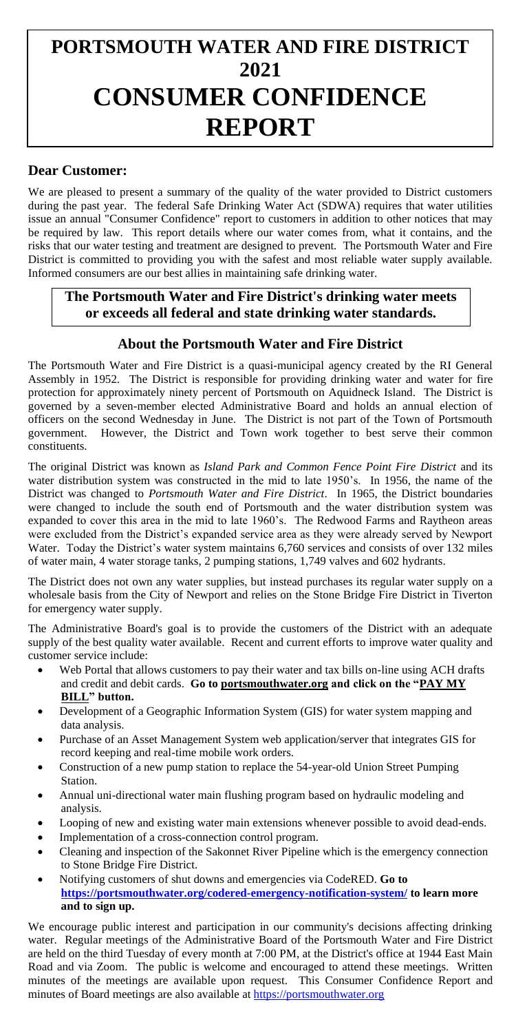# PORTSMOUTH WATER AND FIRE DISTRICT 2021 CONSUMER CONFIDENCE REPORT

## Dear Customer:

We are pleased to present a summary of the quality of the water provided to District customers during the past year. The federal Safe Drinking Water Act (SDWA) requires that water utilities issue an annual "Consumer Confidence" report to customers in addition to other notices that may be required by law. This report details where our water comes from, what it contains, and the risks that our water testing and treatment are designed to prevent. The Portsmouth Water and Fire District is committed to providing you with the safest and most reliable water supply available. Informed consumers are our best allies in maintaining safe drinking water.

**The Portsmouth Water and Fire District's drinking water meets or exceeds all federal and state drinking water standards.**

### About the Portsmouth Water and Fire District

The Portsmouth Water and Fire District is a quasi-municipal agency created by the RI General Assembly in 1952. The District is responsible for providing drinking water and water for fire protection for approximately ninety percent of Portsmouth on Aquidneck Island. The District is governed by a seven-member elected Administrative Board and holds an annual election of officers on the second Wednesday in June. The District is not part of the Town of Portsmouth government. However, the District and Town work together to best serve their common constituents.

The original District was known as *Island Park and Common Fence Point Fire District* and its water distribution system was constructed in the mid to late 1950's. In 1956, the name of the District was changed to *Portsmouth Water and Fire District*. In 1965, the District boundaries were changed to include the south end of Portsmouth and the water distribution system was expanded to cover this area in the mid to late 1960's. The Redwood Farms and Raytheon areas were excluded from the District's expanded service area as they were already served by Newport Water. Today the District's water system maintains 6,760 services and consists of over 132 miles of water main, 4 water storage tanks, 2 pumping stations, 1,749 valves and 602 hydrants.

The District does not own any water supplies, but instead purchases its regular water supply on a wholesale basis from the City of Newport and relies on the Stone Bridge Fire District in Tiverton for emergency water supply.

The Administrative Board's goal is to provide the customers of the District with an adequate supply of the best quality water available. Recent and current efforts to improve water quality and customer service include:

- Web Portal that allows customers to pay their water and tax bills on-line using ACH drafts and credit and debit cards. **Go to portsmouthwater.org and click on the "PAY MY BILL" button.**
- Development of a Geographic Information System (GIS) for water system mapping and data analysis.
- Purchase of an Asset Management System web application/server that integrates GIS for record keeping and real-time mobile work orders.
- Construction of a new pump station to replace the 54-year-old Union Street Pumping Station.
- Annual uni-directional water main flushing program based on hydraulic modeling and analysis.
- Looping of new and existing water main extensions whenever possible to avoid dead-ends.
- Implementation of a cross-connection control program.
- Cleaning and inspection of the Sakonnet River Pipeline which is the emergency connection to Stone Bridge Fire District.
- Notifying customers of shut downs and emergencies via CodeRED. **Go to https://portsmouthwater.org/codered-emergency-notification-system/ to learn more and to sign up.**

We encourage public interest and participation in our community's decisions affecting drinking water. Regular meetings of the Administrative Board of the Portsmouth Water and Fire District are held on the third Tuesday of every month at 7:00 PM, at the District's office at 1944 East Main Road and via Zoom. The public is welcome and encouraged to attend these meetings. Written minutes of the meetings are available upon request. This Consumer Confidence Report and minutes of Board meetings are also available at https://portsmouthwater.org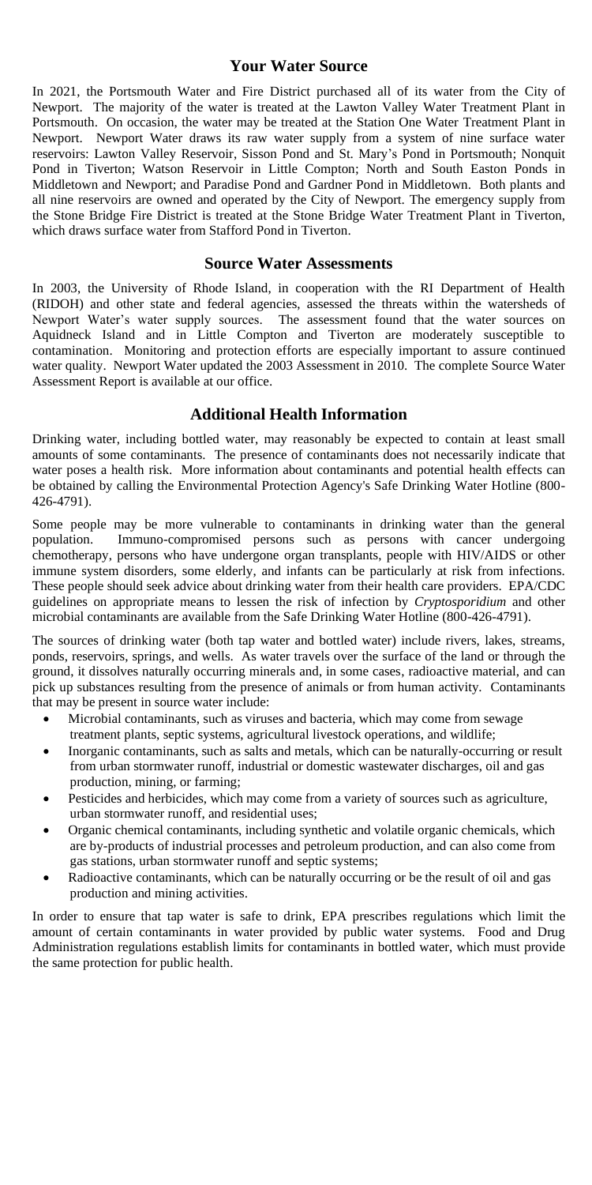## Your Water Source

In 2021, the Portsmouth Water and Fire District purchased all of its water from the City of Newport. The majority of the water is treated at the Lawton Valley Water Treatment Plant in Portsmouth. On occasion, the water may be treated at the Station One Water Treatment Plant in Newport. Newport Water draws its raw water supply from a system of nine surface water reservoirs: Lawton Valley Reservoir, Sisson Pond and St. Mary's Pond in Portsmouth; Nonquit Pond in Tiverton; Watson Reservoir in Little Compton; North and South Easton Ponds in Middletown and Newport; and Paradise Pond and Gardner Pond in Middletown. Both plants and all nine reservoirs are owned and operated by the City of Newport. The emergency supply from the Stone Bridge Fire District is treated at the Stone Bridge Water Treatment Plant in Tiverton, which draws surface water from Stafford Pond in Tiverton.

## Source Water Assessments

In 2003, the University of Rhode Island, in cooperation with the RI Department of Health (RIDOH) and other state and federal agencies, assessed the threats within the watersheds of Newport Water's water supply sources. The assessment found that the water sources on Aquidneck Island and in Little Compton and Tiverton are moderately susceptible to contamination. Monitoring and protection efforts are especially important to assure continued water quality. Newport Water updated the 2003 Assessment in 2010. The complete Source Water Assessment Report is available at our office.

## Additional Health Information

Drinking water, including bottled water, may reasonably be expected to contain at least small amounts of some contaminants. The presence of contaminants does not necessarily indicate that water poses a health risk. More information about contaminants and potential health effects can be obtained by calling the Environmental Protection Agency's Safe Drinking Water Hotline (800-426-4791).

Some people may be more vulnerable to contaminants in drinking water than the general population. Immuno-compromised persons such as persons with cancer undergoing chemotherapy, persons who have undergone organ transplants, people with HIV/AIDS or other immune system disorders, some elderly, and infants can be particularly at risk from infections. These people should seek advice about drinking water from their health care providers. EPA/CDC guidelines on appropriate means to lessen the risk of infection by *Cryptosporidium* and other microbial contaminants are available from the Safe Drinking Water Hotline (800-426-4791).

The sources of drinking water (both tap water and bottled water) include rivers, lakes, streams, ponds, reservoirs, springs, and wells. As water travels over the surface of the land or through the ground, it dissolves naturally occurring minerals and, in some cases, radioactive material, and can pick up substances resulting from the presence of animals or from human activity. Contaminants that may be present in source water include:

- Microbial contaminants, such as viruses and bacteria, which may come from sewage treatment plants, septic systems, agricultural livestock operations, and wildlife;
- Inorganic contaminants, such as salts and metals, which can be naturally-occurring or result from urban stormwater runoff, industrial or domestic wastewater discharges, oil and gas production, mining, or farming;
- Pesticides and herbicides, which may come from a variety of sources such as agriculture, urban stormwater runoff, and residential uses;
- Organic chemical contaminants, including synthetic and volatile organic chemicals, which are by-products of industrial processes and petroleum production, and can also come from gas stations, urban stormwater runoff and septic systems;
- Radioactive contaminants, which can be naturally occurring or be the result of oil and gas production and mining activities.

In order to ensure that tap water is safe to drink, EPA prescribes regulations which limit the amount of certain contaminants in water provided by public water systems. Food and Drug Administration regulations establish limits for contaminants in bottled water, which must provide the same protection for public health.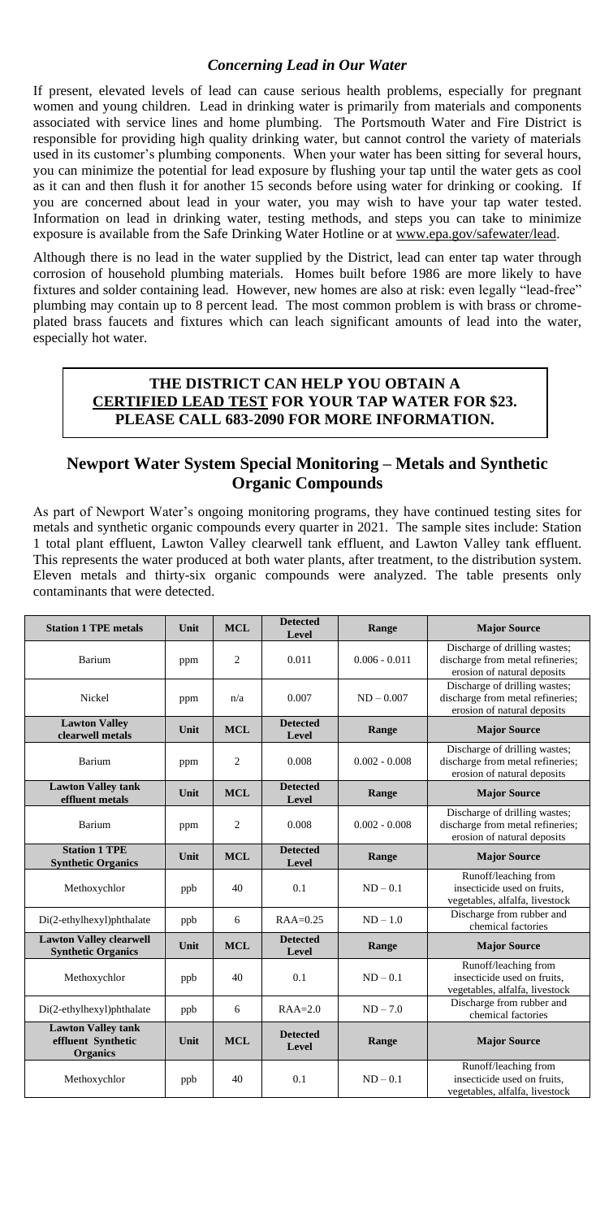### *Concerning Lead in Our Water*

If present, elevated levels of lead can cause serious health problems, especially for pregnant women and young children. Lead in drinking water is primarily from materials and components associated with service lines and home plumbing. The Portsmouth Water and Fire District is responsible for providing high quality drinking water, but cannot control the variety of materials used in its customer's plumbing components. When your water has been sitting for several hours, you can minimize the potential for lead exposure by flushing your tap until the water gets as cool as it can and then flush it for another 15 seconds before using water for drinking or cooking. If you are concerned about lead in your water, you may wish to have your tap water tested. Information on lead in drinking water, testing methods, and steps you can take to minimize exposure is available from the Safe Drinking Water Hotline or at www.epa.gov/safewater/lead.

Although there is no lead in the water supplied by the District, lead can enter tap water through corrosion of household plumbing materials. Homes built before 1986 are more likely to have fixtures and solder containing lead. However, new homes are also at risk: even legally "lead-free" plumbing may contain up to 8 percent lead. The most common problem is with brass or chrome-plated brass faucets and fixtures which can leach significant amounts of lead into the water, especially hot water.

**THE DISTRICT CAN HELP YOU OBTAIN A CERTIFIED LEAD TEST FOR YOUR TAP WATER FOR $23. PLEASE CALL 683-2090 FOR MORE INFORMATION.**

## Newport Water System Special Monitoring – Metals and Synthetic Organic Compounds

As part of Newport Water's ongoing monitoring programs, they have continued testing sites for metals and synthetic organic compounds every quarter in 2021. The sample sites include: Station 1 total plant effluent, Lawton Valley clearwell tank effluent, and Lawton Valley tank effluent. This represents the water produced at both water plants, after treatment, to the distribution system. Eleven metals and thirty-six organic compounds were analyzed. The table presents only contaminants that were detected.

| Station 1 TPE metals | Unit | MCL | Detected Level | Range | Major Source |
|---|---|---|---|---|---|
| Barium | ppm | 2 | 0.011 | 0.006 - 0.011 | Discharge of drilling wastes; discharge from metal refineries; erosion of natural deposits |
| Nickel | ppm | n/a | 0.007 | ND – 0.007 | Discharge of drilling wastes; discharge from metal refineries; erosion of natural deposits |
| **Lawton Valley clearwell metals** | **Unit** | **MCL** | **Detected Level** | **Range** | **Major Source** |
| Barium | ppm | 2 | 0.008 | 0.002 - 0.008 | Discharge of drilling wastes; discharge from metal refineries; erosion of natural deposits |
| **Lawton Valley tank effluent metals** | **Unit** | **MCL** | **Detected Level** | **Range** | **Major Source** |
| Barium | ppm | 2 | 0.008 | 0.002 - 0.008 | Discharge of drilling wastes; discharge from metal refineries; erosion of natural deposits |
| **Station 1 TPE Synthetic Organics** | **Unit** | **MCL** | **Detected Level** | **Range** | **Major Source** |
| Methoxychlor | ppb | 40 | 0.1 | ND – 0.1 | Runoff/leaching from insecticide used on fruits, vegetables, alfalfa, livestock |
| Di(2-ethylhexyl)phthalate | ppb | 6 | RAA=0.25 | ND – 1.0 | Discharge from rubber and chemical factories |
| **Lawton Valley clearwell Synthetic Organics** | **Unit** | **MCL** | **Detected Level** | **Range** | **Major Source** |
| Methoxychlor | ppb | 40 | 0.1 | ND – 0.1 | Runoff/leaching from insecticide used on fruits, vegetables, alfalfa, livestock |
| Di(2-ethylhexyl)phthalate | ppb | 6 | RAA=2.0 | ND – 7.0 | Discharge from rubber and chemical factories |
| **Lawton Valley tank effluent Synthetic Organics** | **Unit** | **MCL** | **Detected Level** | **Range** | **Major Source** |
| Methoxychlor | ppb | 40 | 0.1 | ND – 0.1 | Runoff/leaching from insecticide used on fruits, vegetables, alfalfa, livestock |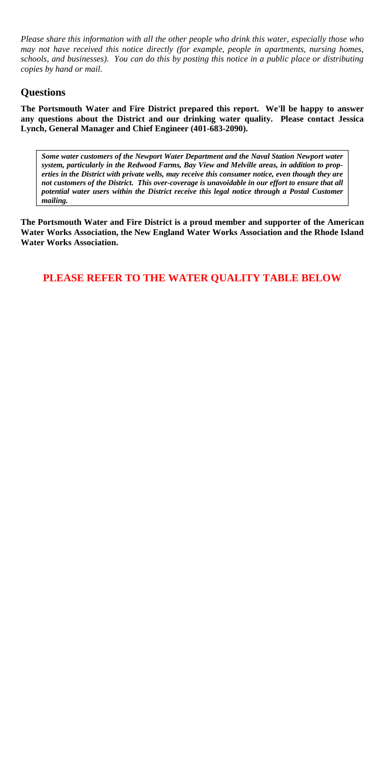*Please share this information with all the other people who drink this water, especially those who may not have received this notice directly (for example, people in apartments, nursing homes, schools, and businesses). You can do this by posting this notice in a public place or distributing copies by hand or mail.*

## Questions

**The Portsmouth Water and Fire District prepared this report. We'll be happy to answer any questions about the District and our drinking water quality. Please contact Jessica Lynch, General Manager and Chief Engineer (401-683-2090).**

***Some water customers of the Newport Water Department and the Naval Station Newport water system, particularly in the Redwood Farms, Bay View and Melville areas, in addition to properties in the District with private wells, may receive this consumer notice, even though they are not customers of the District. This over-coverage is unavoidable in our effort to ensure that all potential water users within the District receive this legal notice through a Postal Customer mailing.***

**The Portsmouth Water and Fire District is a proud member and supporter of the American Water Works Association, the New England Water Works Association and the Rhode Island Water Works Association.**

**PLEASE REFER TO THE WATER QUALITY TABLE BELOW**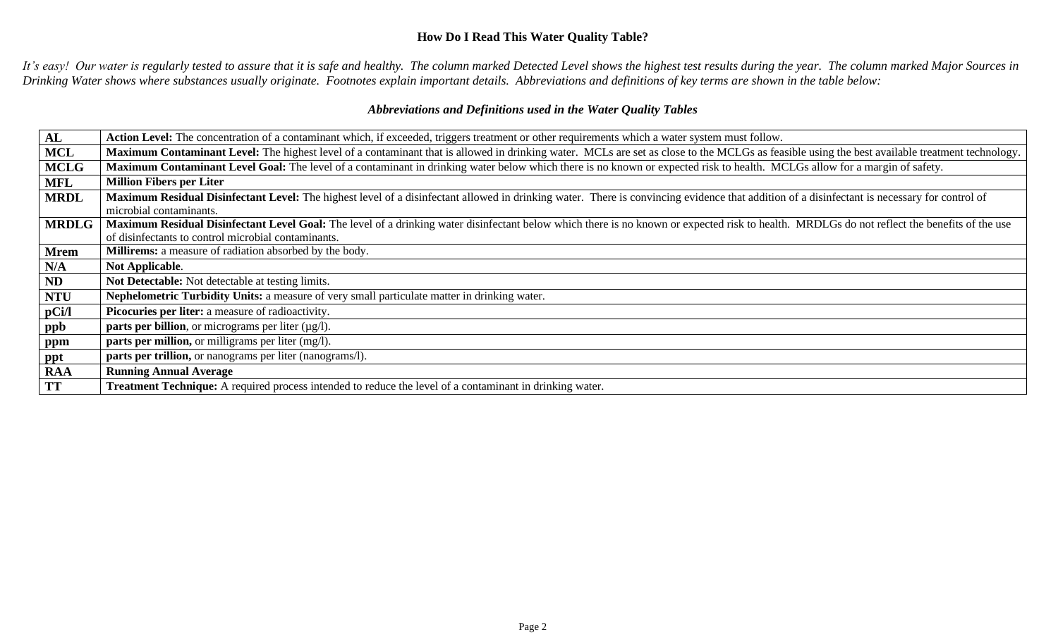## How Do I Read This Water Quality Table?

*It's easy! Our water is regularly tested to assure that it is safe and healthy. The column marked Detected Level shows the highest test results during the year. The column marked Major Sources in Drinking Water shows where substances usually originate. Footnotes explain important details. Abbreviations and definitions of key terms are shown in the table below:*

### *Abbreviations and Definitions used in the Water Quality Tables*

| | |
|---|---|
| **AL** | **Action Level:** The concentration of a contaminant which, if exceeded, triggers treatment or other requirements which a water system must follow. |
| **MCL** | **Maximum Contaminant Level:** The highest level of a contaminant that is allowed in drinking water. MCLs are set as close to the MCLGs as feasible using the best available treatment technology. |
| **MCLG** | **Maximum Contaminant Level Goal:** The level of a contaminant in drinking water below which there is no known or expected risk to health. MCLGs allow for a margin of safety. |
| **MFL** | **Million Fibers per Liter** |
| **MRDL** | **Maximum Residual Disinfectant Level:** The highest level of a disinfectant allowed in drinking water. There is convincing evidence that addition of a disinfectant is necessary for control of microbial contaminants. |
| **MRDLG** | **Maximum Residual Disinfectant Level Goal:** The level of a drinking water disinfectant below which there is no known or expected risk to health. MRDLGs do not reflect the benefits of the use of disinfectants to control microbial contaminants. |
| **Mrem** | **Millirems:** a measure of radiation absorbed by the body. |
| **N/A** | **Not Applicable**. |
| **ND** | **Not Detectable:** Not detectable at testing limits. |
| **NTU** | **Nephelometric Turbidity Units:** a measure of very small particulate matter in drinking water. |
| **pCi/l** | **Picocuries per liter:** a measure of radioactivity. |
| **ppb** | **parts per billion**, or micrograms per liter (μg/l). |
| **ppm** | **parts per million,** or milligrams per liter (mg/l). |
| **ppt** | **parts per trillion,** or nanograms per liter (nanograms/l). |
| **RAA** | **Running Annual Average** |
| **TT** | **Treatment Technique:** A required process intended to reduce the level of a contaminant in drinking water. |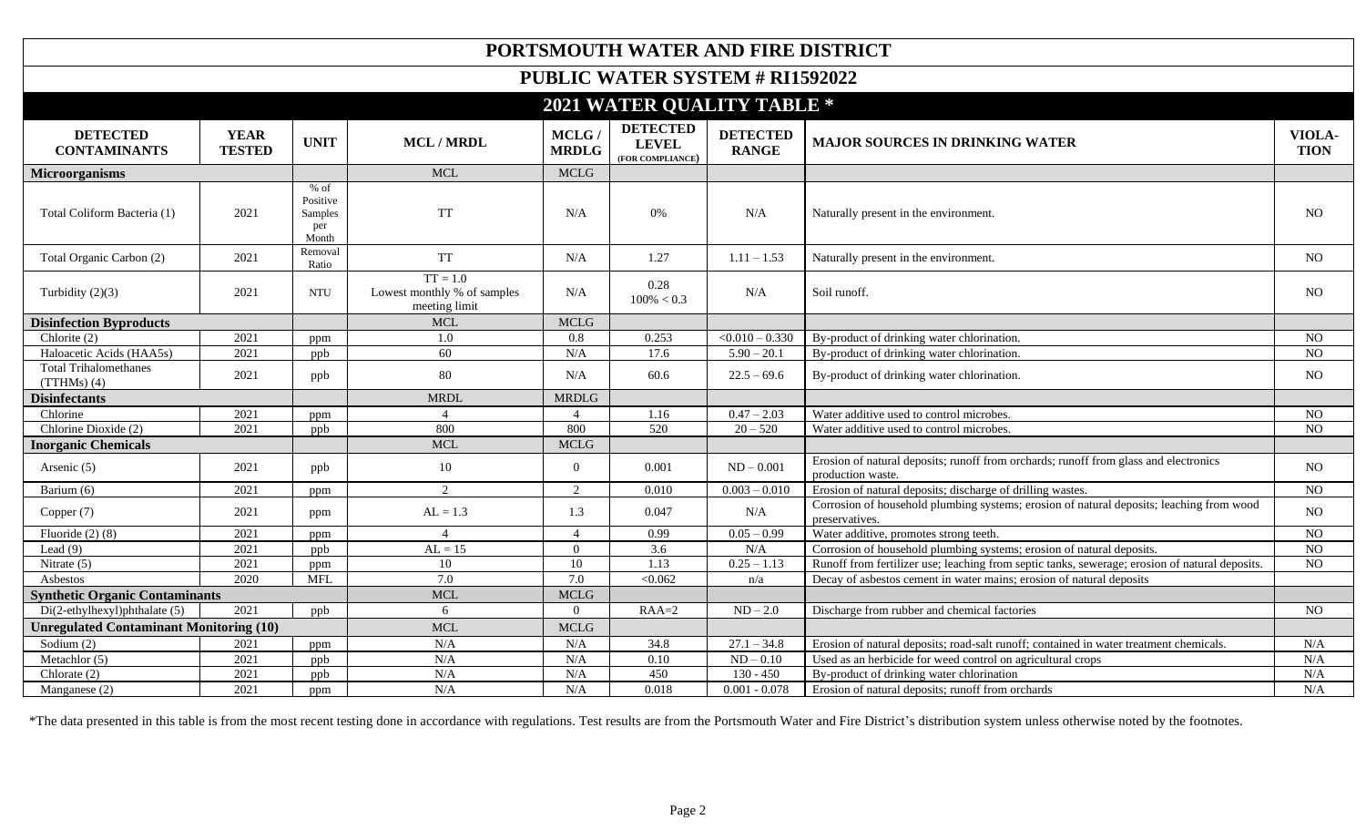# PORTSMOUTH WATER AND FIRE DISTRICT

## PUBLIC WATER SYSTEM # RI1592022

## 2021 WATER QUALITY TABLE *

| DETECTED CONTAMINANTS | YEAR TESTED | UNIT | MCL / MRDL | MCLG / MRDLG | DETECTED LEVEL (FOR COMPLIANCE) | DETECTED RANGE | MAJOR SOURCES IN DRINKING WATER | VIOLA-TION |
|---|---|---|---|---|---|---|---|---|
| **Microorganisms** | | | MCL | MCLG | | | | |
| Total Coliform Bacteria (1) | 2021 | % of Positive Samples per Month | TT | N/A | 0% | N/A | Naturally present in the environment. | NO |
| Total Organic Carbon (2) | 2021 | Removal Ratio | TT | N/A | 1.27 | 1.11 – 1.53 | Naturally present in the environment. | NO |
| Turbidity (2)(3) | 2021 | NTU | TT = 1.0 Lowest monthly % of samples meeting limit | N/A | 0.28 100% < 0.3 | N/A | Soil runoff. | NO |
| **Disinfection Byproducts** | | | MCL | MCLG | | | | |
| Chlorite (2) | 2021 | ppm | 1.0 | 0.8 | 0.253 | <0.010 – 0.330 | By-product of drinking water chlorination. | NO |
| Haloacetic Acids (HAA5s) | 2021 | ppb | 60 | N/A | 17.6 | 5.90 – 20.1 | By-product of drinking water chlorination. | NO |
| Total Trihalomethanes (TTHMs) (4) | 2021 | ppb | 80 | N/A | 60.6 | 22.5 – 69.6 | By-product of drinking water chlorination. | NO |
| **Disinfectants** | | | MRDL | MRDLG | | | | |
| Chlorine | 2021 | ppm | 4 | 4 | 1.16 | 0.47 – 2.03 | Water additive used to control microbes. | NO |
| Chlorine Dioxide (2) | 2021 | ppb | 800 | 800 | 520 | 20 – 520 | Water additive used to control microbes. | NO |
| **Inorganic Chemicals** | | | MCL | MCLG | | | | |
| Arsenic (5) | 2021 | ppb | 10 | 0 | 0.001 | ND – 0.001 | Erosion of natural deposits; runoff from orchards; runoff from glass and electronics production waste. | NO |
| Barium (6) | 2021 | ppm | 2 | 2 | 0.010 | 0.003 – 0.010 | Erosion of natural deposits; discharge of drilling wastes. | NO |
| Copper (7) | 2021 | ppm | AL = 1.3 | 1.3 | 0.047 | N/A | Corrosion of household plumbing systems; erosion of natural deposits; leaching from wood preservatives. | NO |
| Fluoride (2) (8) | 2021 | ppm | 4 | 4 | 0.99 | 0.05 – 0.99 | Water additive, promotes strong teeth. | NO |
| Lead (9) | 2021 | ppb | AL = 15 | 0 | 3.6 | N/A | Corrosion of household plumbing systems; erosion of natural deposits. | NO |
| Nitrate (5) | 2021 | ppm | 10 | 10 | 1.13 | 0.25 – 1.13 | Runoff from fertilizer use; leaching from septic tanks, sewerage; erosion of natural deposits. | NO |
| Asbestos | 2020 | MFL | 7.0 | 7.0 | <0.062 | n/a | Decay of asbestos cement in water mains; erosion of natural deposits | |
| **Synthetic Organic Contaminants** | | | MCL | MCLG | | | | |
| Di(2-ethylhexyl)phthalate (5) | 2021 | ppb | 6 | 0 | RAA=2 | ND – 2.0 | Discharge from rubber and chemical factories | NO |
| **Unregulated Contaminant Monitoring (10)** | | | MCL | MCLG | | | | |
| Sodium (2) | 2021 | ppm | N/A | N/A | 34.8 | 27.1 – 34.8 | Erosion of natural deposits; road-salt runoff; contained in water treatment chemicals. | N/A |
| Metachlor (5) | 2021 | ppb | N/A | N/A | 0.10 | ND – 0.10 | Used as an herbicide for weed control on agricultural crops | N/A |
| Chlorate (2) | 2021 | ppb | N/A | N/A | 450 | 130 - 450 | By-product of drinking water chlorination | N/A |
| Manganese (2) | 2021 | ppm | N/A | N/A | 0.018 | 0.001 - 0.078 | Erosion of natural deposits; runoff from orchards | N/A |

*The data presented in this table is from the most recent testing done in accordance with regulations. Test results are from the Portsmouth Water and Fire District's distribution system unless otherwise noted by the footnotes.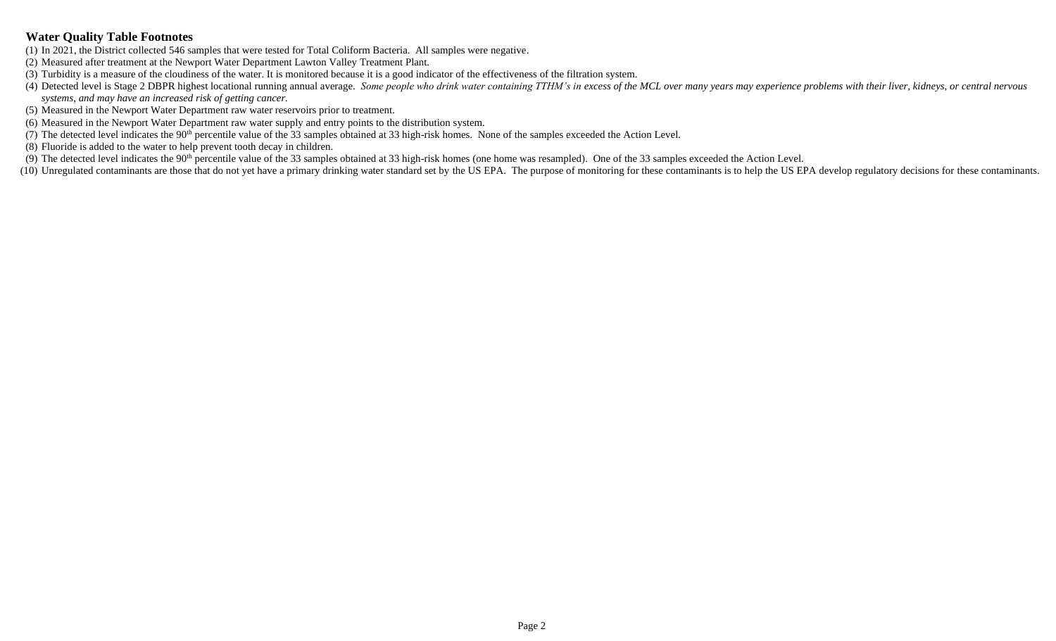## Water Quality Table Footnotes

(1) In 2021, the District collected 546 samples that were tested for Total Coliform Bacteria. All samples were negative.
(2) Measured after treatment at the Newport Water Department Lawton Valley Treatment Plant.
(3) Turbidity is a measure of the cloudiness of the water. It is monitored because it is a good indicator of the effectiveness of the filtration system.
(4) Detected level is Stage 2 DBPR highest locational running annual average. *Some people who drink water containing TTHM's in excess of the MCL over many years may experience problems with their liver, kidneys, or central nervous systems, and may have an increased risk of getting cancer.*
(5) Measured in the Newport Water Department raw water reservoirs prior to treatment.
(6) Measured in the Newport Water Department raw water supply and entry points to the distribution system.
(7) The detected level indicates the 90th percentile value of the 33 samples obtained at 33 high-risk homes. None of the samples exceeded the Action Level.
(8) Fluoride is added to the water to help prevent tooth decay in children.
(9) The detected level indicates the 90th percentile value of the 33 samples obtained at 33 high-risk homes (one home was resampled). One of the 33 samples exceeded the Action Level.
(10) Unregulated contaminants are those that do not yet have a primary drinking water standard set by the US EPA. The purpose of monitoring for these contaminants is to help the US EPA develop regulatory decisions for these contaminants.